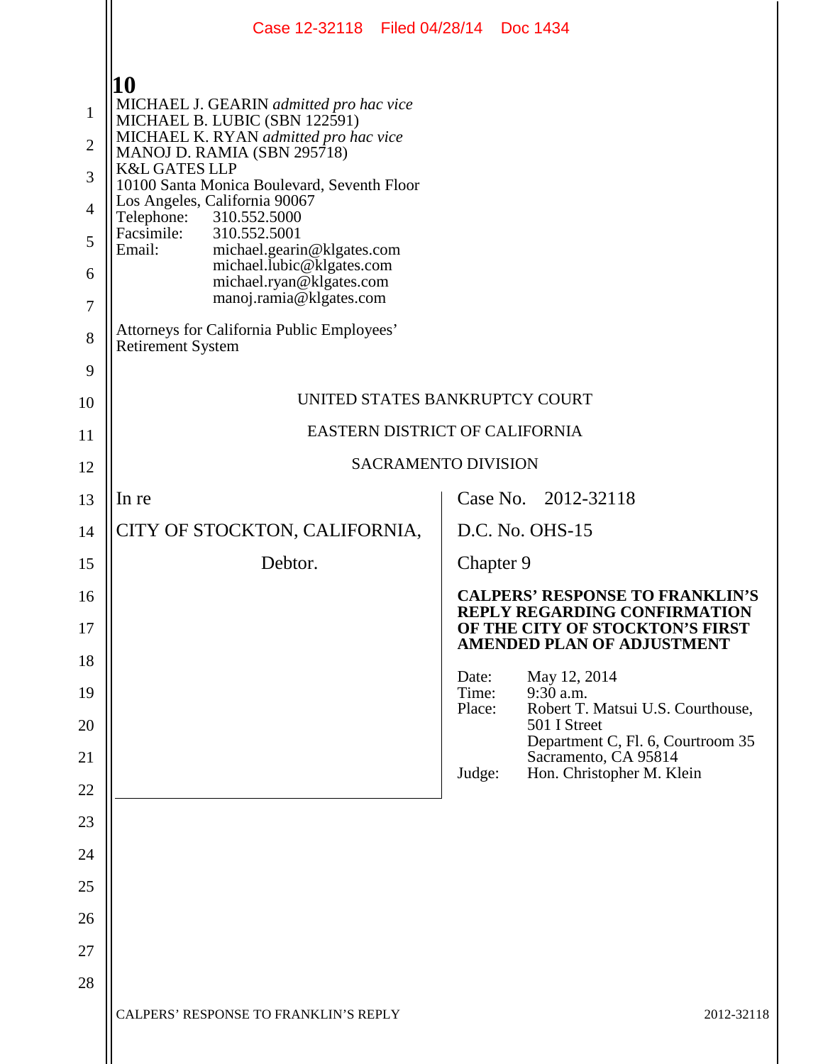**10**

MICHAEL J. GEARIN *admitted pro hac vice*
MICHAEL B. LUBIC (SBN 122591)
MICHAEL K. RYAN *admitted pro hac vice*
MANOJ D. RAMIA (SBN 295718)
K&L GATES LLP
10100 Santa Monica Boulevard, Seventh Floor
Los Angeles, California 90067
Telephone: 310.552.5000
Facsimile: 310.552.5001
Email: michael.gearin@klgates.com
michael.lubic@klgates.com
michael.ryan@klgates.com
manoj.ramia@klgates.com

Attorneys for California Public Employees' Retirement System

UNITED STATES BANKRUPTCY COURT

EASTERN DISTRICT OF CALIFORNIA

SACRAMENTO DIVISION

| | |
|---|---|
| In re<br><br>CITY OF STOCKTON, CALIFORNIA,<br><br>Debtor. | Case No. 2012-32118<br><br>D.C. No. OHS-15<br><br>Chapter 9<br><br>**CALPERS' RESPONSE TO FRANKLIN'S REPLY REGARDING CONFIRMATION OF THE CITY OF STOCKTON'S FIRST AMENDED PLAN OF ADJUSTMENT**<br><br>Date: May 12, 2014<br>Time: 9:30 a.m.<br>Place: Robert T. Matsui U.S. Courthouse, 501 I Street, Department C, Fl. 6, Courtroom 35, Sacramento, CA 95814<br>Judge: Hon. Christopher M. Klein |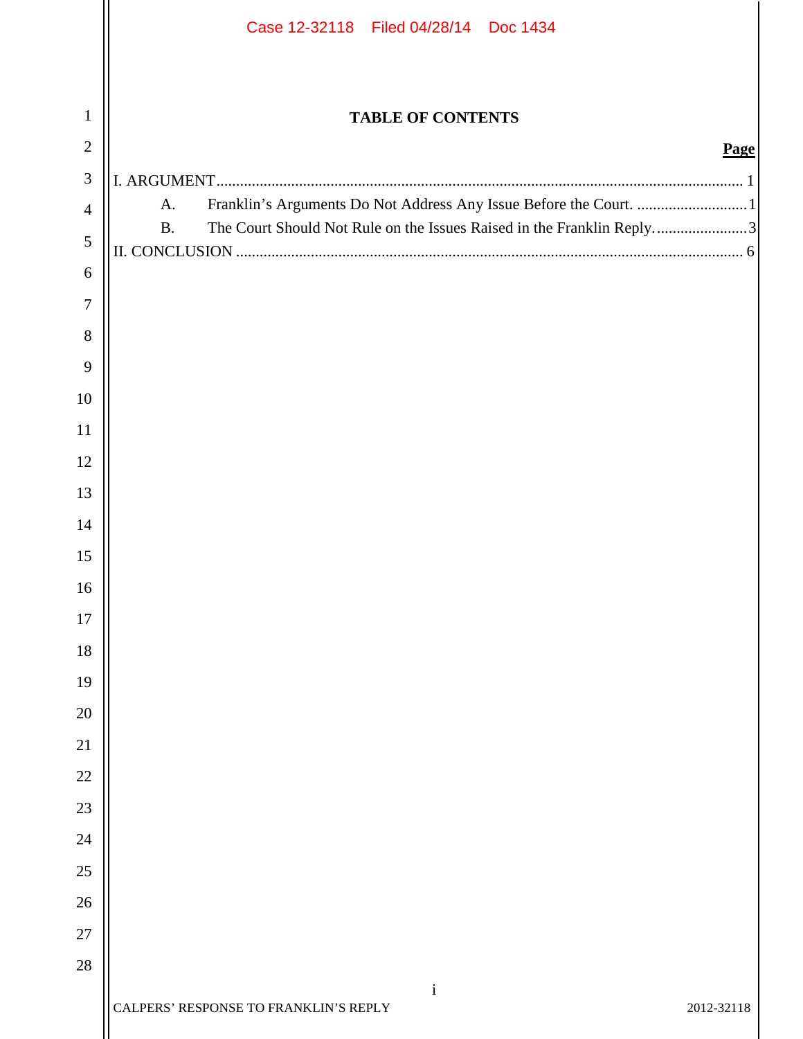**TABLE OF CONTENTS**

| | Page |
|---|---|
| I. ARGUMENT | 1 |
| A. Franklin's Arguments Do Not Address Any Issue Before the Court. | 1 |
| B. The Court Should Not Rule on the Issues Raised in the Franklin Reply. | 3 |
| II. CONCLUSION | 6 |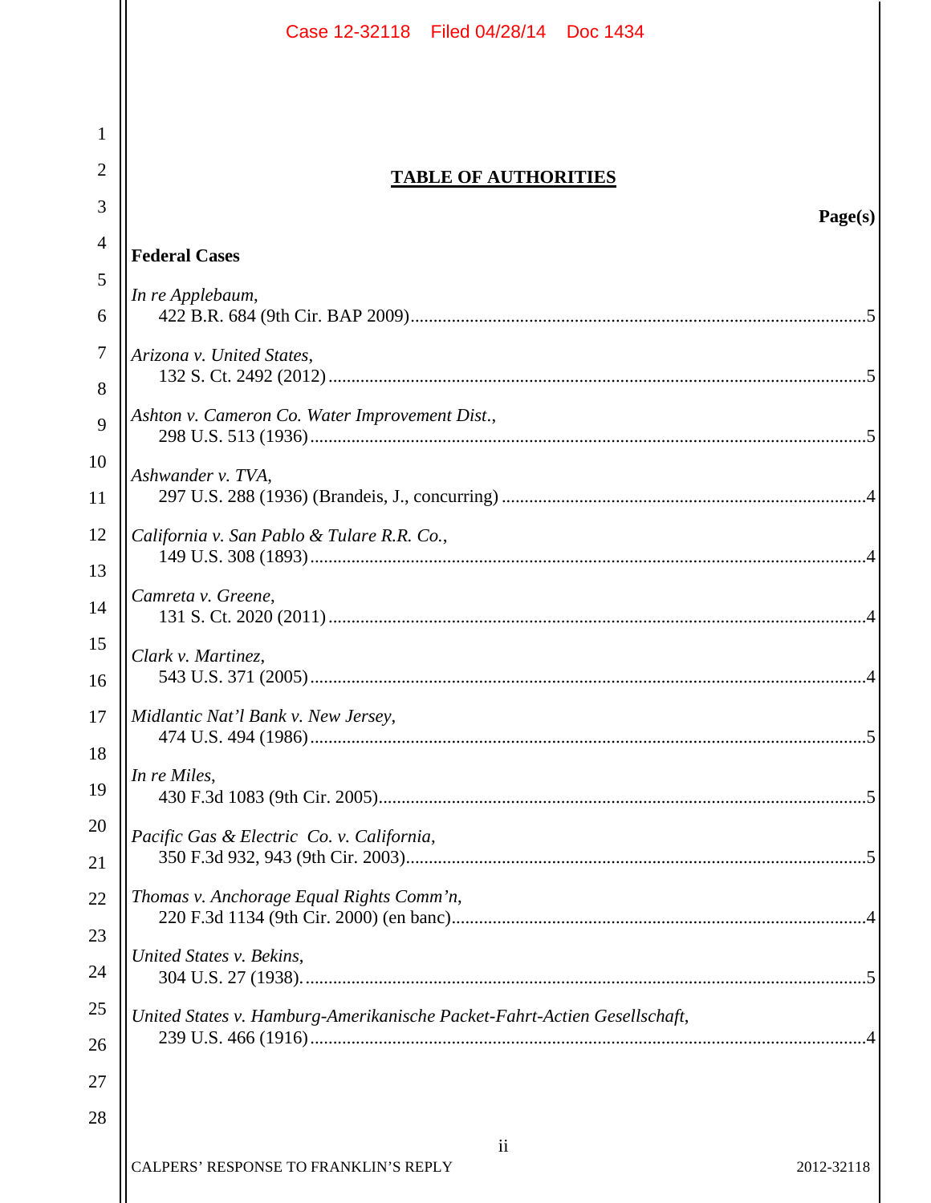## TABLE OF AUTHORITIES

**Page(s)**

**Federal Cases**

*In re Applebaum*,
422 B.R. 684 (9th Cir. BAP 2009)....................5

*Arizona v. United States*,
132 S. Ct. 2492 (2012)....................5

*Ashton v. Cameron Co. Water Improvement Dist.*,
298 U.S. 513 (1936)....................5

*Ashwander v. TVA*,
297 U.S. 288 (1936) (Brandeis, J., concurring)....................4

*California v. San Pablo & Tulare R.R. Co.*,
149 U.S. 308 (1893)....................4

*Camreta v. Greene*,
131 S. Ct. 2020 (2011)....................4

*Clark v. Martinez*,
543 U.S. 371 (2005)....................4

*Midlantic Nat'l Bank v. New Jersey*,
474 U.S. 494 (1986)....................5

*In re Miles*,
430 F.3d 1083 (9th Cir. 2005)....................5

*Pacific Gas & Electric Co. v. California*,
350 F.3d 932, 943 (9th Cir. 2003)....................5

*Thomas v. Anchorage Equal Rights Comm'n*,
220 F.3d 1134 (9th Cir. 2000) (en banc)....................4

*United States v. Bekins*,
304 U.S. 27 (1938)....................5

*United States v. Hamburg-Amerikanische Packet-Fahrt-Actien Gesellschaft*,
239 U.S. 466 (1916)....................4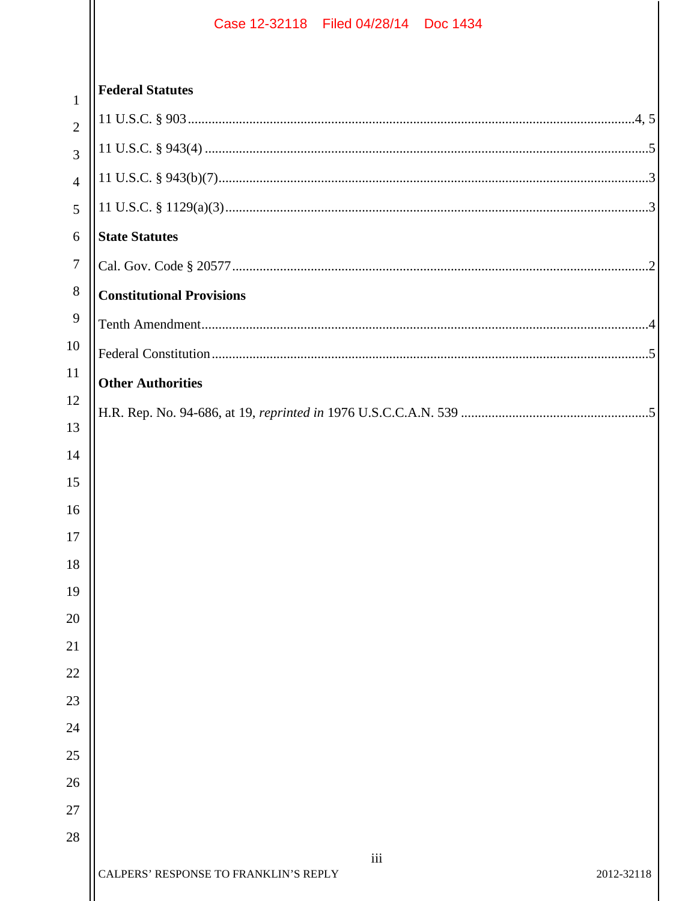**Federal Statutes**

11 U.S.C. § 903 .......... 4, 5

11 U.S.C. § 943(4) .......... 5

11 U.S.C. § 943(b)(7) .......... 3

11 U.S.C. § 1129(a)(3) .......... 3

**State Statutes**

Cal. Gov. Code § 20577 .......... 2

**Constitutional Provisions**

Tenth Amendment .......... 4

Federal Constitution .......... 5

**Other Authorities**

H.R. Rep. No. 94-686, at 19, *reprinted in* 1976 U.S.C.C.A.N. 539 .......... 5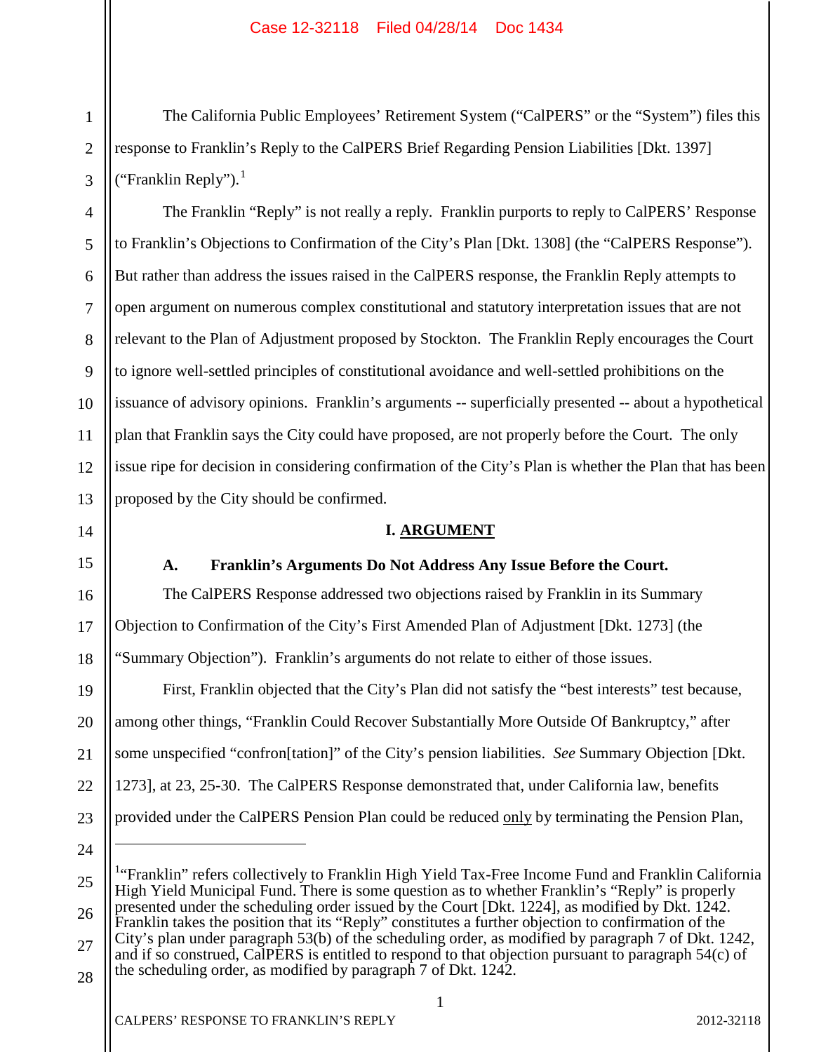The California Public Employees' Retirement System ("CalPERS" or the "System") files this response to Franklin's Reply to the CalPERS Brief Regarding Pension Liabilities [Dkt. 1397] ("Franklin Reply").[1]

The Franklin "Reply" is not really a reply. Franklin purports to reply to CalPERS' Response to Franklin's Objections to Confirmation of the City's Plan [Dkt. 1308] (the "CalPERS Response"). But rather than address the issues raised in the CalPERS response, the Franklin Reply attempts to open argument on numerous complex constitutional and statutory interpretation issues that are not relevant to the Plan of Adjustment proposed by Stockton. The Franklin Reply encourages the Court to ignore well-settled principles of constitutional avoidance and well-settled prohibitions on the issuance of advisory opinions. Franklin's arguments -- superficially presented -- about a hypothetical plan that Franklin says the City could have proposed, are not properly before the Court. The only issue ripe for decision in considering confirmation of the City's Plan is whether the Plan that has been proposed by the City should be confirmed.

# I. ARGUMENT

## A. Franklin's Arguments Do Not Address Any Issue Before the Court.

The CalPERS Response addressed two objections raised by Franklin in its Summary Objection to Confirmation of the City's First Amended Plan of Adjustment [Dkt. 1273] (the "Summary Objection"). Franklin's arguments do not relate to either of those issues.

First, Franklin objected that the City's Plan did not satisfy the "best interests" test because, among other things, "Franklin Could Recover Substantially More Outside Of Bankruptcy," after some unspecified "confron[tation]" of the City's pension liabilities. *See* Summary Objection [Dkt. 1273], at 23, 25-30. The CalPERS Response demonstrated that, under California law, benefits provided under the CalPERS Pension Plan could be reduced <u>only</u> by terminating the Pension Plan,

---

[1] "Franklin" refers collectively to Franklin High Yield Tax-Free Income Fund and Franklin California High Yield Municipal Fund. There is some question as to whether Franklin's "Reply" is properly presented under the scheduling order issued by the Court [Dkt. 1224], as modified by Dkt. 1242. Franklin takes the position that its "Reply" constitutes a further objection to confirmation of the City's plan under paragraph 53(b) of the scheduling order, as modified by paragraph 7 of Dkt. 1242, and if so construed, CalPERS is entitled to respond to that objection pursuant to paragraph 54(c) of the scheduling order, as modified by paragraph 7 of Dkt. 1242.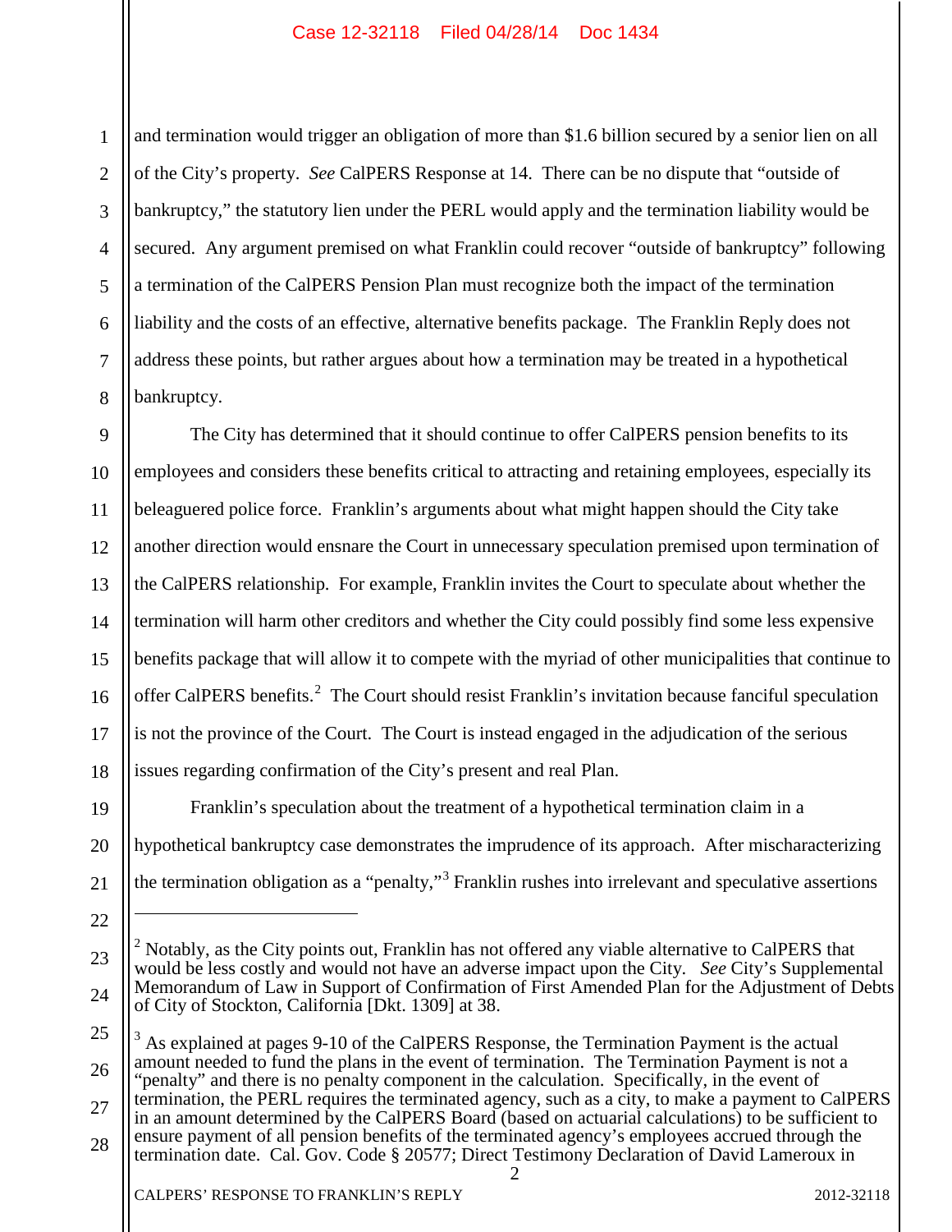and termination would trigger an obligation of more than $1.6 billion secured by a senior lien on all of the City's property. *See* CalPERS Response at 14. There can be no dispute that "outside of bankruptcy," the statutory lien under the PERL would apply and the termination liability would be secured. Any argument premised on what Franklin could recover "outside of bankruptcy" following a termination of the CalPERS Pension Plan must recognize both the impact of the termination liability and the costs of an effective, alternative benefits package. The Franklin Reply does not address these points, but rather argues about how a termination may be treated in a hypothetical bankruptcy.

The City has determined that it should continue to offer CalPERS pension benefits to its employees and considers these benefits critical to attracting and retaining employees, especially its beleaguered police force. Franklin's arguments about what might happen should the City take another direction would ensnare the Court in unnecessary speculation premised upon termination of the CalPERS relationship. For example, Franklin invites the Court to speculate about whether the termination will harm other creditors and whether the City could possibly find some less expensive benefits package that will allow it to compete with the myriad of other municipalities that continue to offer CalPERS benefits.[2] The Court should resist Franklin's invitation because fanciful speculation is not the province of the Court. The Court is instead engaged in the adjudication of the serious issues regarding confirmation of the City's present and real Plan.

Franklin's speculation about the treatment of a hypothetical termination claim in a hypothetical bankruptcy case demonstrates the imprudence of its approach. After mischaracterizing the termination obligation as a "penalty,"[3] Franklin rushes into irrelevant and speculative assertions

---

[2] Notably, as the City points out, Franklin has not offered any viable alternative to CalPERS that would be less costly and would not have an adverse impact upon the City. *See* City's Supplemental Memorandum of Law in Support of Confirmation of First Amended Plan for the Adjustment of Debts of City of Stockton, California [Dkt. 1309] at 38.

[3] As explained at pages 9-10 of the CalPERS Response, the Termination Payment is the actual amount needed to fund the plans in the event of termination. The Termination Payment is not a "penalty" and there is no penalty component in the calculation. Specifically, in the event of termination, the PERL requires the terminated agency, such as a city, to make a payment to CalPERS in an amount determined by the CalPERS Board (based on actuarial calculations) to be sufficient to ensure payment of all pension benefits of the terminated agency's employees accrued through the termination date. Cal. Gov. Code § 20577; Direct Testimony Declaration of David Lameroux in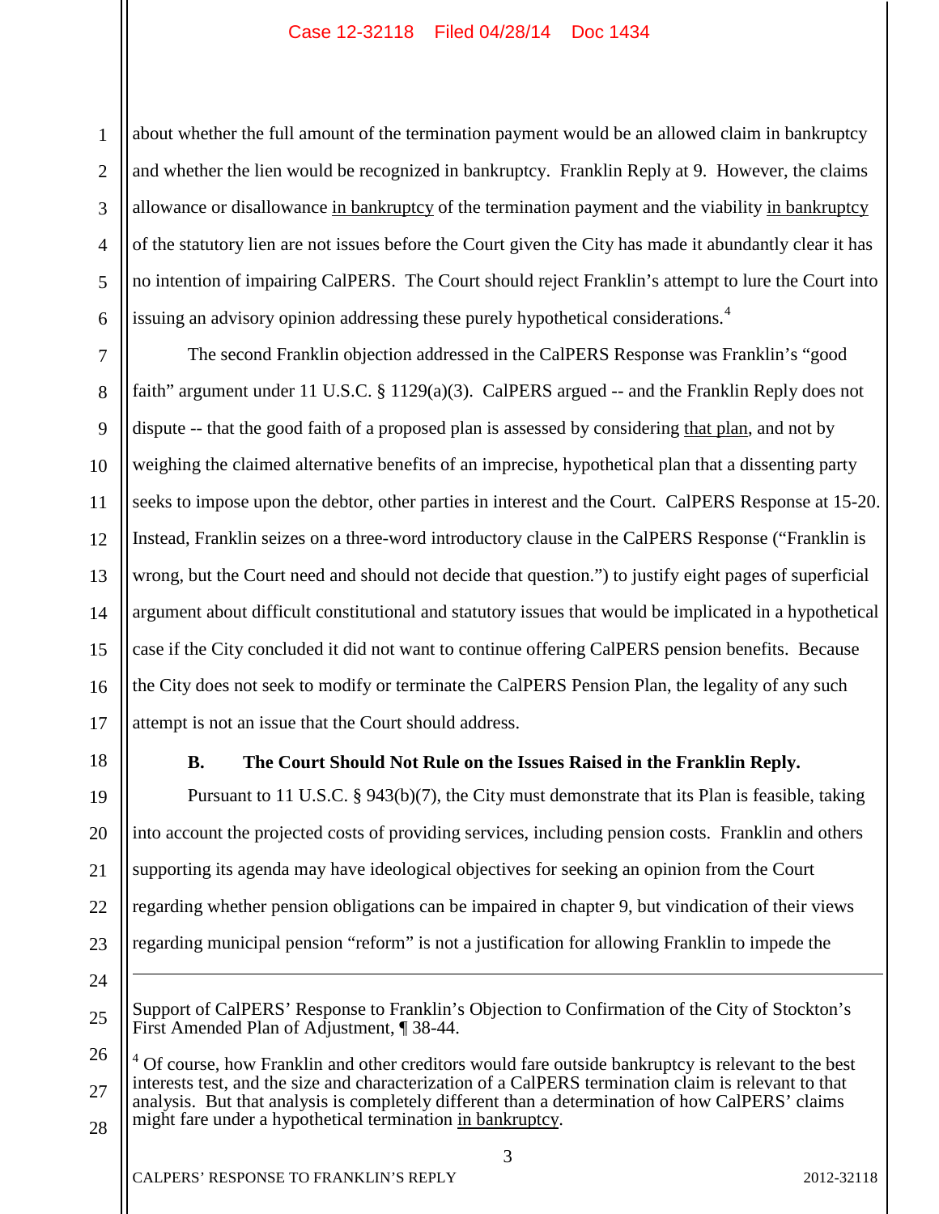about whether the full amount of the termination payment would be an allowed claim in bankruptcy and whether the lien would be recognized in bankruptcy. Franklin Reply at 9. However, the claims allowance or disallowance in bankruptcy of the termination payment and the viability in bankruptcy of the statutory lien are not issues before the Court given the City has made it abundantly clear it has no intention of impairing CalPERS. The Court should reject Franklin's attempt to lure the Court into issuing an advisory opinion addressing these purely hypothetical considerations.[4]

The second Franklin objection addressed in the CalPERS Response was Franklin's "good faith" argument under 11 U.S.C. § 1129(a)(3). CalPERS argued -- and the Franklin Reply does not dispute -- that the good faith of a proposed plan is assessed by considering that plan, and not by weighing the claimed alternative benefits of an imprecise, hypothetical plan that a dissenting party seeks to impose upon the debtor, other parties in interest and the Court. CalPERS Response at 15-20. Instead, Franklin seizes on a three-word introductory clause in the CalPERS Response ("Franklin is wrong, but the Court need and should not decide that question.") to justify eight pages of superficial argument about difficult constitutional and statutory issues that would be implicated in a hypothetical case if the City concluded it did not want to continue offering CalPERS pension benefits. Because the City does not seek to modify or terminate the CalPERS Pension Plan, the legality of any such attempt is not an issue that the Court should address.

### B. The Court Should Not Rule on the Issues Raised in the Franklin Reply.

Pursuant to 11 U.S.C. § 943(b)(7), the City must demonstrate that its Plan is feasible, taking into account the projected costs of providing services, including pension costs. Franklin and others supporting its agenda may have ideological objectives for seeking an opinion from the Court regarding whether pension obligations can be impaired in chapter 9, but vindication of their views regarding municipal pension "reform" is not a justification for allowing Franklin to impede the

---

Support of CalPERS' Response to Franklin's Objection to Confirmation of the City of Stockton's First Amended Plan of Adjustment, ¶ 38-44.

[4] Of course, how Franklin and other creditors would fare outside bankruptcy is relevant to the best interests test, and the size and characterization of a CalPERS termination claim is relevant to that analysis. But that analysis is completely different than a determination of how CalPERS' claims might fare under a hypothetical termination in bankruptcy.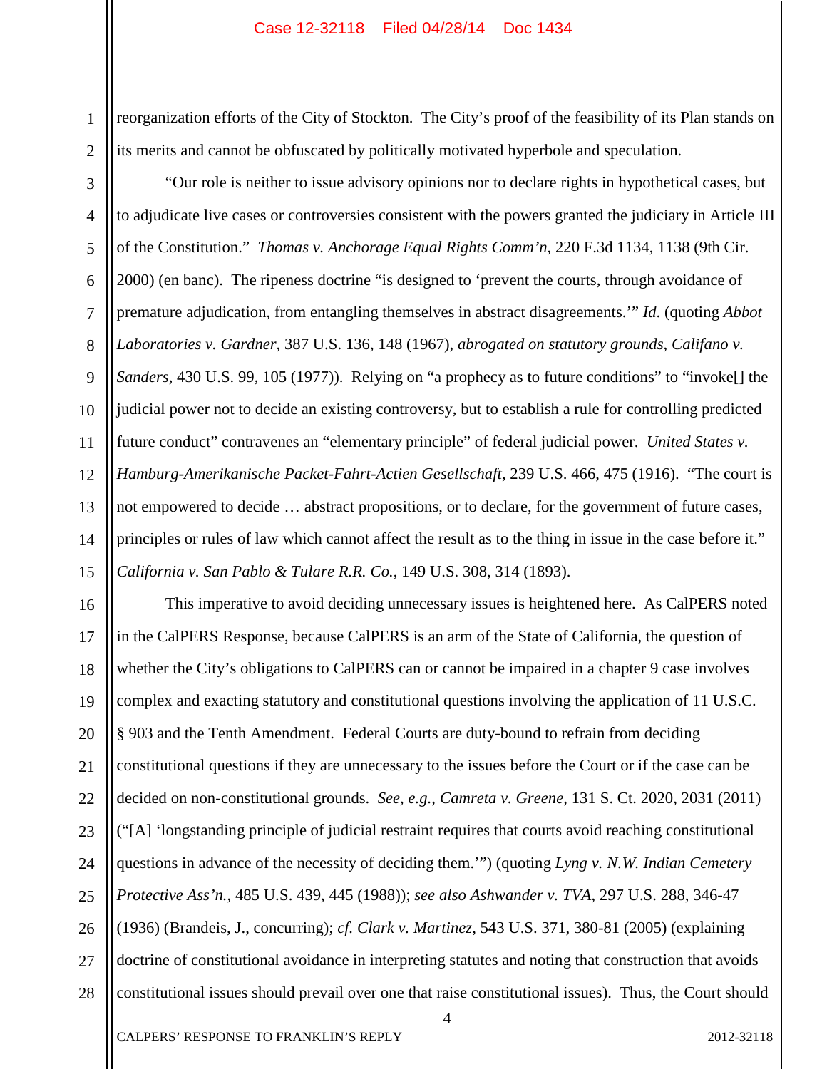reorganization efforts of the City of Stockton. The City's proof of the feasibility of its Plan stands on its merits and cannot be obfuscated by politically motivated hyperbole and speculation.

"Our role is neither to issue advisory opinions nor to declare rights in hypothetical cases, but to adjudicate live cases or controversies consistent with the powers granted the judiciary in Article III of the Constitution." *Thomas v. Anchorage Equal Rights Comm'n*, 220 F.3d 1134, 1138 (9th Cir. 2000) (en banc). The ripeness doctrine "is designed to 'prevent the courts, through avoidance of premature adjudication, from entangling themselves in abstract disagreements.'" *Id*. (quoting *Abbot Laboratories v. Gardner*, 387 U.S. 136, 148 (1967), *abrogated on statutory grounds, Califano v. Sanders*, 430 U.S. 99, 105 (1977)). Relying on "a prophecy as to future conditions" to "invoke[] the judicial power not to decide an existing controversy, but to establish a rule for controlling predicted future conduct" contravenes an "elementary principle" of federal judicial power. *United States v. Hamburg-Amerikanische Packet-Fahrt-Actien Gesellschaft*, 239 U.S. 466, 475 (1916). "The court is not empowered to decide … abstract propositions, or to declare, for the government of future cases, principles or rules of law which cannot affect the result as to the thing in issue in the case before it." *California v. San Pablo & Tulare R.R. Co.*, 149 U.S. 308, 314 (1893).

This imperative to avoid deciding unnecessary issues is heightened here. As CalPERS noted in the CalPERS Response, because CalPERS is an arm of the State of California, the question of whether the City's obligations to CalPERS can or cannot be impaired in a chapter 9 case involves complex and exacting statutory and constitutional questions involving the application of 11 U.S.C. § 903 and the Tenth Amendment. Federal Courts are duty-bound to refrain from deciding constitutional questions if they are unnecessary to the issues before the Court or if the case can be decided on non-constitutional grounds. *See, e.g.*, *Camreta v. Greene*, 131 S. Ct. 2020, 2031 (2011) ("[A] 'longstanding principle of judicial restraint requires that courts avoid reaching constitutional questions in advance of the necessity of deciding them.'") (quoting *Lyng v. N.W. Indian Cemetery Protective Ass'n.*, 485 U.S. 439, 445 (1988)); *see also Ashwander v. TVA*, 297 U.S. 288, 346-47 (1936) (Brandeis, J., concurring); *cf. Clark v. Martinez*, 543 U.S. 371, 380-81 (2005) (explaining doctrine of constitutional avoidance in interpreting statutes and noting that construction that avoids constitutional issues should prevail over one that raise constitutional issues). Thus, the Court should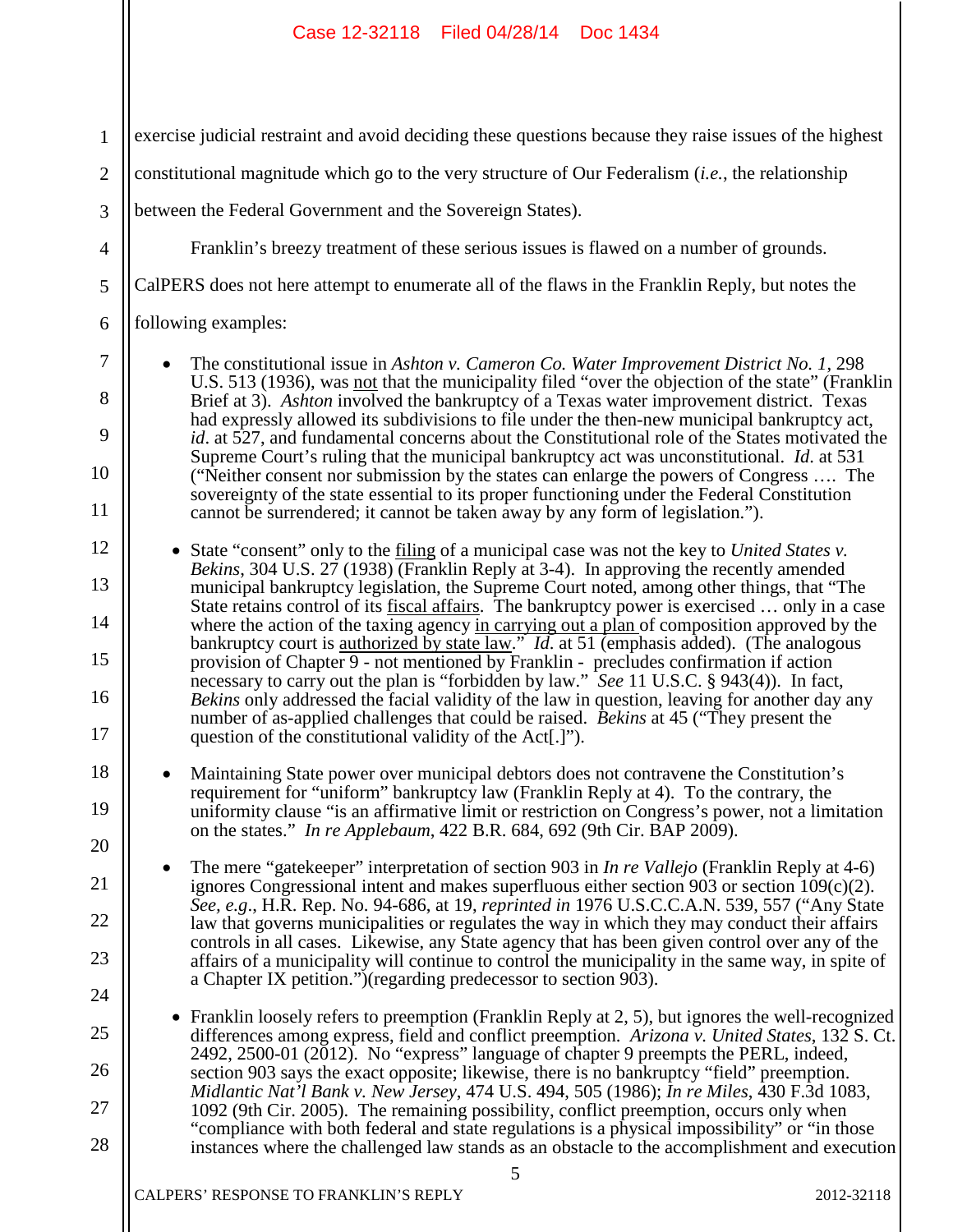exercise judicial restraint and avoid deciding these questions because they raise issues of the highest constitutional magnitude which go to the very structure of Our Federalism (*i.e.*, the relationship between the Federal Government and the Sovereign States).

Franklin's breezy treatment of these serious issues is flawed on a number of grounds. CalPERS does not here attempt to enumerate all of the flaws in the Franklin Reply, but notes the following examples:

- The constitutional issue in *Ashton v. Cameron Co. Water Improvement District No. 1*, 298 U.S. 513 (1936), was not that the municipality filed "over the objection of the state" (Franklin Brief at 3). *Ashton* involved the bankruptcy of a Texas water improvement district. Texas had expressly allowed its subdivisions to file under the then-new municipal bankruptcy act, *id*. at 527, and fundamental concerns about the Constitutional role of the States motivated the Supreme Court's ruling that the municipal bankruptcy act was unconstitutional. *Id*. at 531 ("Neither consent nor submission by the states can enlarge the powers of Congress …. The sovereignty of the state essential to its proper functioning under the Federal Constitution cannot be surrendered; it cannot be taken away by any form of legislation.").

- State "consent" only to the filing of a municipal case was not the key to *United States v. Bekins*, 304 U.S. 27 (1938) (Franklin Reply at 3-4). In approving the recently amended municipal bankruptcy legislation, the Supreme Court noted, among other things, that "The State retains control of its fiscal affairs. The bankruptcy power is exercised … only in a case where the action of the taxing agency in carrying out a plan of composition approved by the bankruptcy court is authorized by state law." *Id.* at 51 (emphasis added). (The analogous provision of Chapter 9 - not mentioned by Franklin - precludes confirmation if action necessary to carry out the plan is "forbidden by law." *See* 11 U.S.C. § 943(4)). In fact, *Bekins* only addressed the facial validity of the law in question, leaving for another day any number of as-applied challenges that could be raised. *Bekins* at 45 ("They present the question of the constitutional validity of the Act[.]").

- Maintaining State power over municipal debtors does not contravene the Constitution's requirement for "uniform" bankruptcy law (Franklin Reply at 4). To the contrary, the uniformity clause "is an affirmative limit or restriction on Congress's power, not a limitation on the states." *In re Applebaum*, 422 B.R. 684, 692 (9th Cir. BAP 2009).

- The mere "gatekeeper" interpretation of section 903 in *In re Vallejo* (Franklin Reply at 4-6) ignores Congressional intent and makes superfluous either section 903 or section 109(c)(2). *See, e.g.*, H.R. Rep. No. 94-686, at 19, *reprinted in* 1976 U.S.C.C.A.N. 539, 557 ("Any State law that governs municipalities or regulates the way in which they may conduct their affairs controls in all cases. Likewise, any State agency that has been given control over any of the affairs of a municipality will continue to control the municipality in the same way, in spite of a Chapter IX petition.")(regarding predecessor to section 903).

- Franklin loosely refers to preemption (Franklin Reply at 2, 5), but ignores the well-recognized differences among express, field and conflict preemption. *Arizona v. United States*, 132 S. Ct. 2492, 2500-01 (2012). No "express" language of chapter 9 preempts the PERL, indeed, section 903 says the exact opposite; likewise, there is no bankruptcy "field" preemption. *Midlantic Nat'l Bank v. New Jersey*, 474 U.S. 494, 505 (1986); *In re Miles*, 430 F.3d 1083, 1092 (9th Cir. 2005). The remaining possibility, conflict preemption, occurs only when "compliance with both federal and state regulations is a physical impossibility" or "in those instances where the challenged law stands as an obstacle to the accomplishment and execution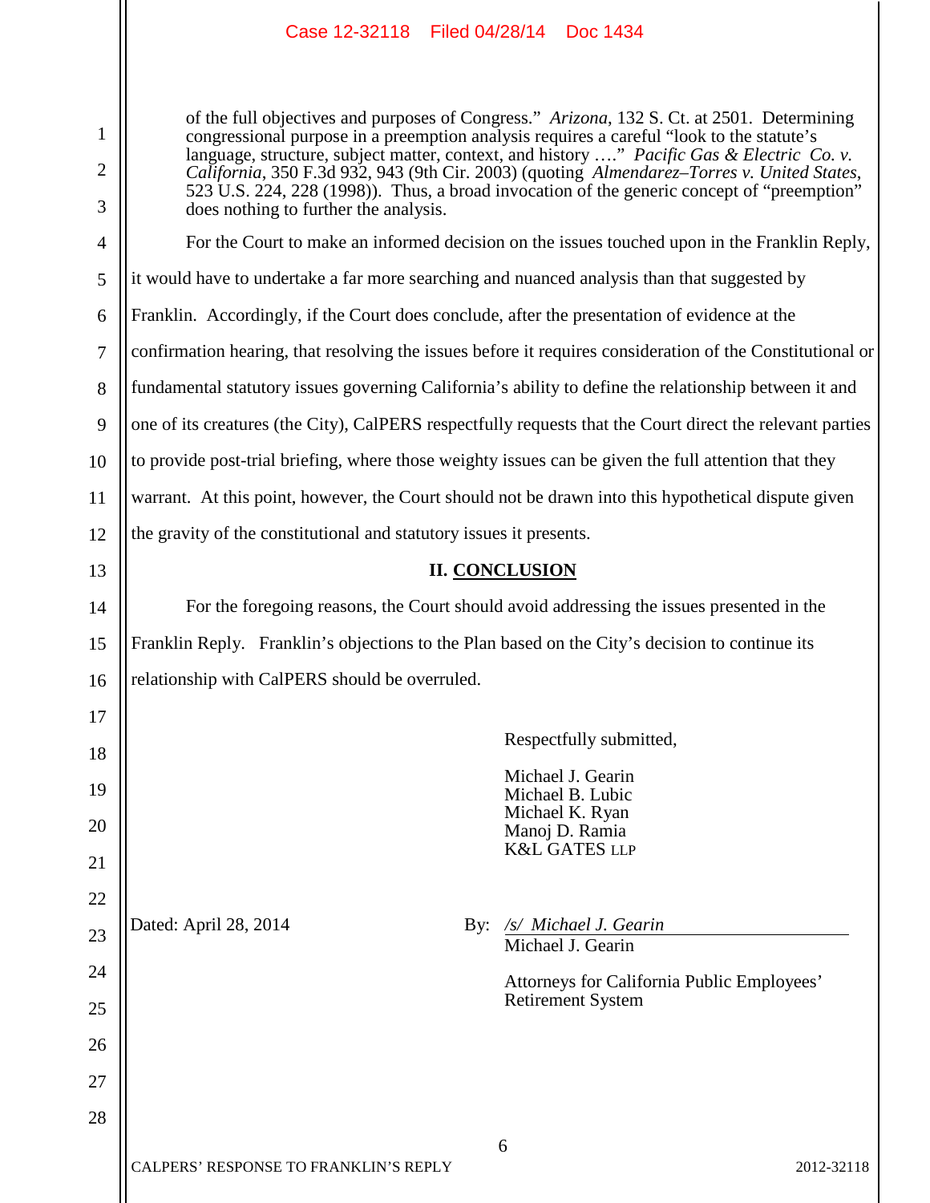of the full objectives and purposes of Congress." *Arizona*, 132 S. Ct. at 2501. Determining congressional purpose in a preemption analysis requires a careful "look to the statute's language, structure, subject matter, context, and history …." *Pacific Gas & Electric Co. v. California*, 350 F.3d 932, 943 (9th Cir. 2003) (quoting *Almendarez–Torres v. United States*, 523 U.S. 224, 228 (1998)). Thus, a broad invocation of the generic concept of "preemption" does nothing to further the analysis.

For the Court to make an informed decision on the issues touched upon in the Franklin Reply, it would have to undertake a far more searching and nuanced analysis than that suggested by Franklin. Accordingly, if the Court does conclude, after the presentation of evidence at the confirmation hearing, that resolving the issues before it requires consideration of the Constitutional or fundamental statutory issues governing California's ability to define the relationship between it and one of its creatures (the City), CalPERS respectfully requests that the Court direct the relevant parties to provide post-trial briefing, where those weighty issues can be given the full attention that they warrant. At this point, however, the Court should not be drawn into this hypothetical dispute given the gravity of the constitutional and statutory issues it presents.

## II. CONCLUSION

For the foregoing reasons, the Court should avoid addressing the issues presented in the Franklin Reply. Franklin's objections to the Plan based on the City's decision to continue its relationship with CalPERS should be overruled.

Respectfully submitted,

Michael J. Gearin
Michael B. Lubic
Michael K. Ryan
Manoj D. Ramia
K&L GATES LLP

Dated: April 28, 2014

By: */s/ Michael J. Gearin*
Michael J. Gearin

Attorneys for California Public Employees' Retirement System